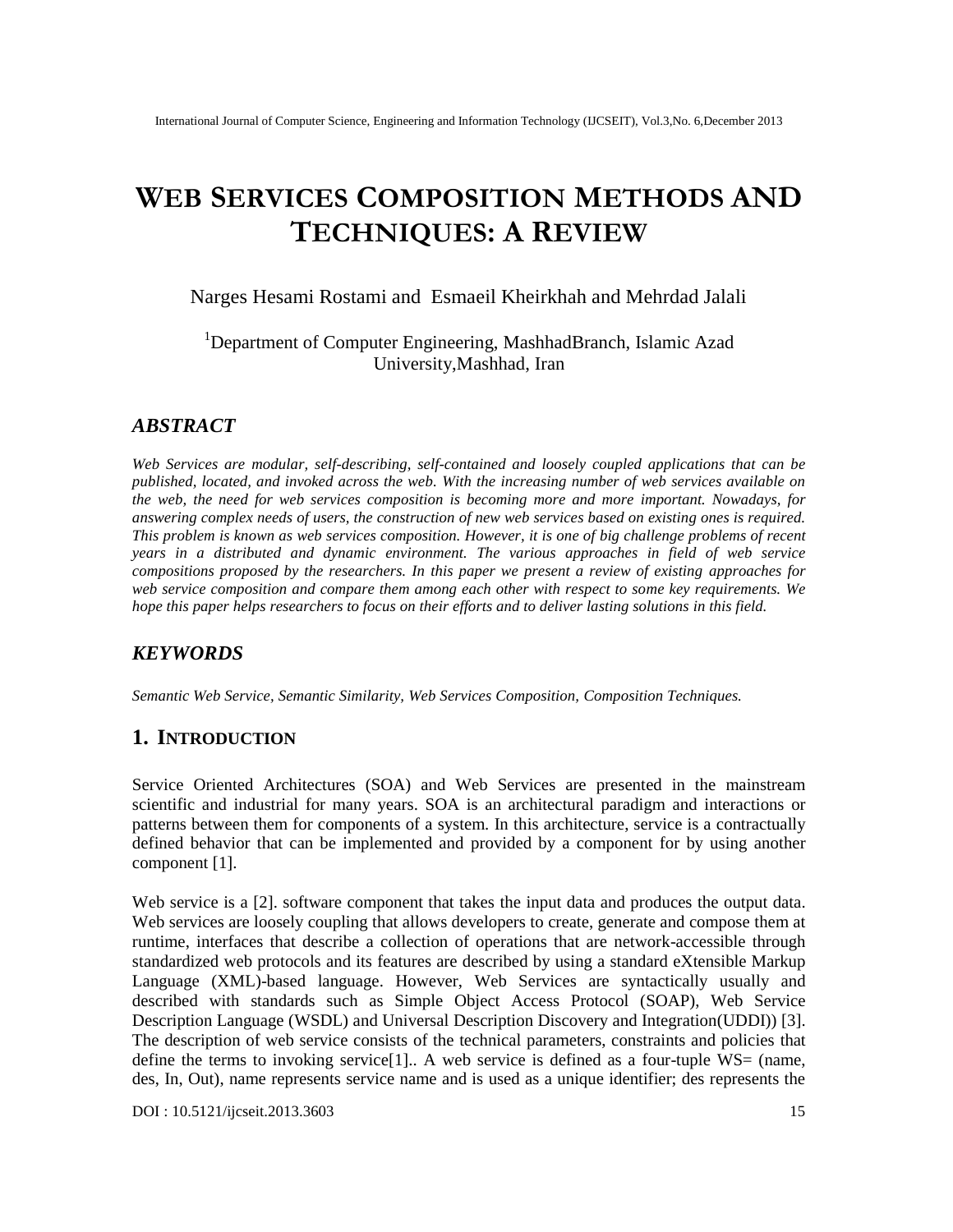# WEB SERVICES COMPOSITION METHODS AND TECHNIQUES: A REVIEW

Narges Hesami Rostami and Esmaeil Kheirkhah and Mehrdad Jalali

[1]Department of Computer Engineering, MashhadBranch, Islamic Azad University,Mashhad, Iran

## *ABSTRACT*

*Web Services are modular, self-describing, self-contained and loosely coupled applications that can be published, located, and invoked across the web. With the increasing number of web services available on the web, the need for web services composition is becoming more and more important. Nowadays, for answering complex needs of users, the construction of new web services based on existing ones is required. This problem is known as web services composition. However, it is one of big challenge problems of recent years in a distributed and dynamic environment. The various approaches in field of web service compositions proposed by the researchers. In this paper we present a review of existing approaches for web service composition and compare them among each other with respect to some key requirements. We hope this paper helps researchers to focus on their efforts and to deliver lasting solutions in this field.*

## *KEYWORDS*

*Semantic Web Service, Semantic Similarity, Web Services Composition, Composition Techniques.*

## 1. INTRODUCTION

Service Oriented Architectures (SOA) and Web Services are presented in the mainstream scientific and industrial for many years. SOA is an architectural paradigm and interactions or patterns between them for components of a system. In this architecture, service is a contractually defined behavior that can be implemented and provided by a component for by using another component [1].

Web service is a [2]. software component that takes the input data and produces the output data. Web services are loosely coupling that allows developers to create, generate and compose them at runtime, interfaces that describe a collection of operations that are network-accessible through standardized web protocols and its features are described by using a standard eXtensible Markup Language (XML)-based language. However, Web Services are syntactically usually and described with standards such as Simple Object Access Protocol (SOAP), Web Service Description Language (WSDL) and Universal Description Discovery and Integration(UDDI)) [3]. The description of web service consists of the technical parameters, constraints and policies that define the terms to invoking service[1].. A web service is defined as a four-tuple WS= (name, des, In, Out), name represents service name and is used as a unique identifier; des represents the

DOI : 10.5121/ijcseit.2013.3603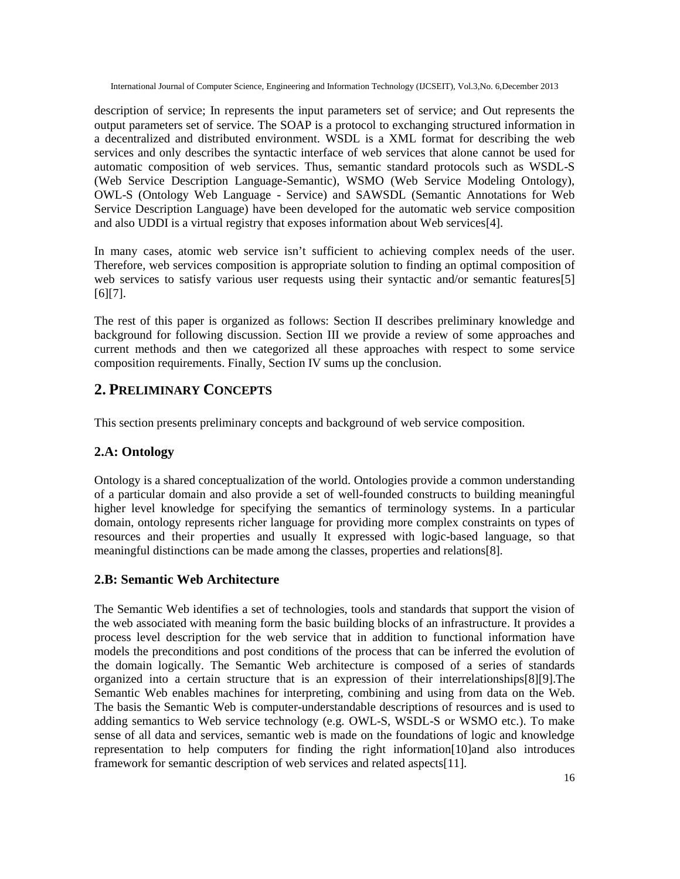description of service; In represents the input parameters set of service; and Out represents the output parameters set of service. The SOAP is a protocol to exchanging structured information in a decentralized and distributed environment. WSDL is a XML format for describing the web services and only describes the syntactic interface of web services that alone cannot be used for automatic composition of web services. Thus, semantic standard protocols such as WSDL-S (Web Service Description Language-Semantic), WSMO (Web Service Modeling Ontology), OWL-S (Ontology Web Language - Service) and SAWSDL (Semantic Annotations for Web Service Description Language) have been developed for the automatic web service composition and also UDDI is a virtual registry that exposes information about Web services[4].

In many cases, atomic web service isn't sufficient to achieving complex needs of the user. Therefore, web services composition is appropriate solution to finding an optimal composition of web services to satisfy various user requests using their syntactic and/or semantic features[5] [6][7].

The rest of this paper is organized as follows: Section II describes preliminary knowledge and background for following discussion. Section III we provide a review of some approaches and current methods and then we categorized all these approaches with respect to some service composition requirements. Finally, Section IV sums up the conclusion.

## 2. PRELIMINARY CONCEPTS

This section presents preliminary concepts and background of web service composition.

### 2.A: Ontology

Ontology is a shared conceptualization of the world. Ontologies provide a common understanding of a particular domain and also provide a set of well-founded constructs to building meaningful higher level knowledge for specifying the semantics of terminology systems. In a particular domain, ontology represents richer language for providing more complex constraints on types of resources and their properties and usually It expressed with logic-based language, so that meaningful distinctions can be made among the classes, properties and relations[8].

### 2.B: Semantic Web Architecture

The Semantic Web identifies a set of technologies, tools and standards that support the vision of the web associated with meaning form the basic building blocks of an infrastructure. It provides a process level description for the web service that in addition to functional information have models the preconditions and post conditions of the process that can be inferred the evolution of the domain logically. The Semantic Web architecture is composed of a series of standards organized into a certain structure that is an expression of their interrelationships[8][9].The Semantic Web enables machines for interpreting, combining and using from data on the Web. The basis the Semantic Web is computer-understandable descriptions of resources and is used to adding semantics to Web service technology (e.g. OWL-S, WSDL-S or WSMO etc.). To make sense of all data and services, semantic web is made on the foundations of logic and knowledge representation to help computers for finding the right information[10]and also introduces framework for semantic description of web services and related aspects[11].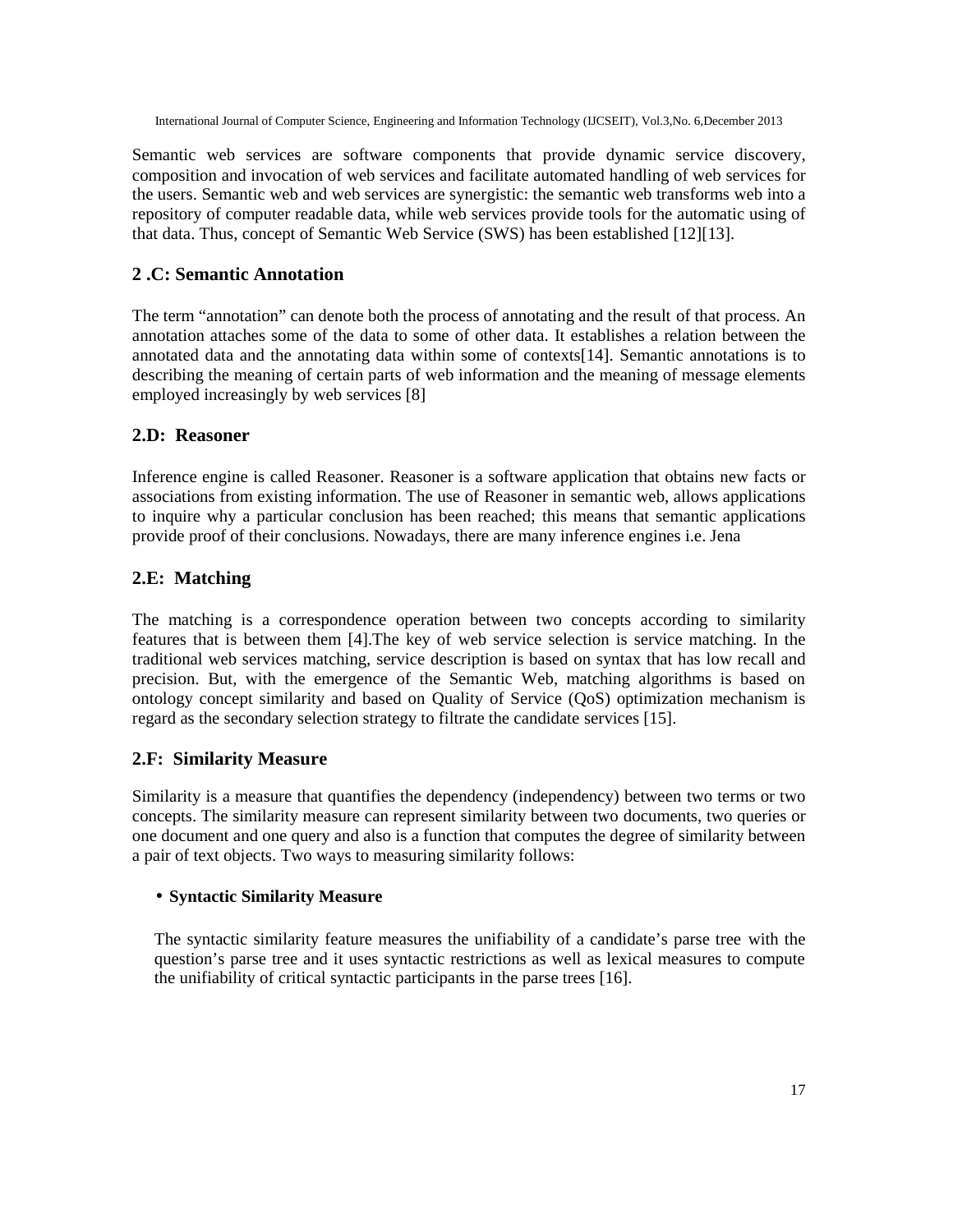Semantic web services are software components that provide dynamic service discovery, composition and invocation of web services and facilitate automated handling of web services for the users. Semantic web and web services are synergistic: the semantic web transforms web into a repository of computer readable data, while web services provide tools for the automatic using of that data. Thus, concept of Semantic Web Service (SWS) has been established [12][13].

## 2 .C: Semantic Annotation

The term "annotation" can denote both the process of annotating and the result of that process. An annotation attaches some of the data to some of other data. It establishes a relation between the annotated data and the annotating data within some of contexts[14]. Semantic annotations is to describing the meaning of certain parts of web information and the meaning of message elements employed increasingly by web services [8]

## 2.D: Reasoner

Inference engine is called Reasoner. Reasoner is a software application that obtains new facts or associations from existing information. The use of Reasoner in semantic web, allows applications to inquire why a particular conclusion has been reached; this means that semantic applications provide proof of their conclusions. Nowadays, there are many inference engines i.e. Jena

## 2.E: Matching

The matching is a correspondence operation between two concepts according to similarity features that is between them [4].The key of web service selection is service matching. In the traditional web services matching, service description is based on syntax that has low recall and precision. But, with the emergence of the Semantic Web, matching algorithms is based on ontology concept similarity and based on Quality of Service (QoS) optimization mechanism is regard as the secondary selection strategy to filtrate the candidate services [15].

## 2.F: Similarity Measure

Similarity is a measure that quantifies the dependency (independency) between two terms or two concepts. The similarity measure can represent similarity between two documents, two queries or one document and one query and also is a function that computes the degree of similarity between a pair of text objects. Two ways to measuring similarity follows:

- **Syntactic Similarity Measure**

  The syntactic similarity feature measures the unifiability of a candidate's parse tree with the question's parse tree and it uses syntactic restrictions as well as lexical measures to compute the unifiability of critical syntactic participants in the parse trees [16].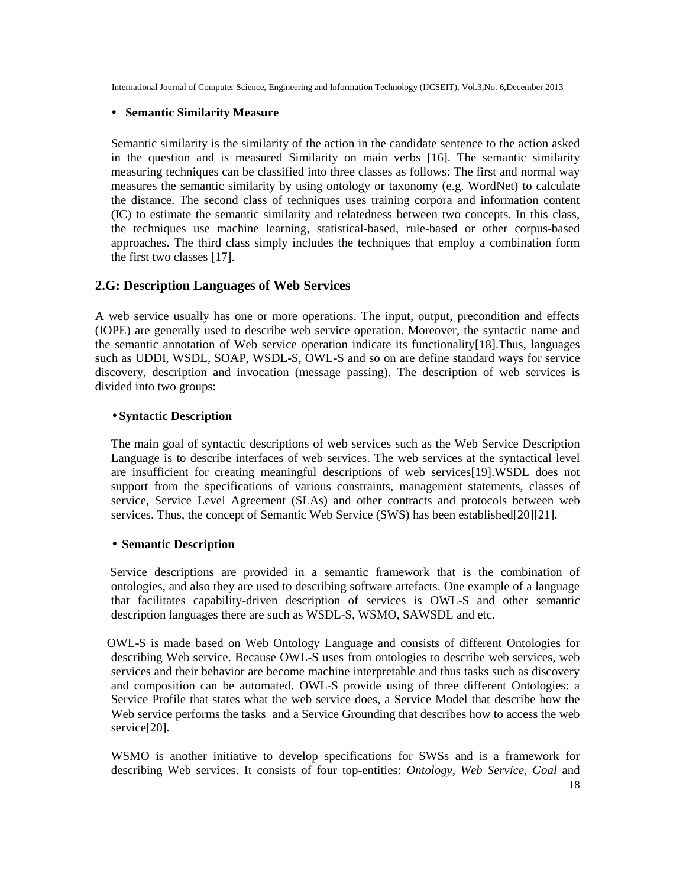- **Semantic Similarity Measure**

Semantic similarity is the similarity of the action in the candidate sentence to the action asked in the question and is measured Similarity on main verbs [16]. The semantic similarity measuring techniques can be classified into three classes as follows: The first and normal way measures the semantic similarity by using ontology or taxonomy (e.g. WordNet) to calculate the distance. The second class of techniques uses training corpora and information content (IC) to estimate the semantic similarity and relatedness between two concepts. In this class, the techniques use machine learning, statistical-based, rule-based or other corpus-based approaches. The third class simply includes the techniques that employ a combination form the first two classes [17].

## 2.G: Description Languages of Web Services

A web service usually has one or more operations. The input, output, precondition and effects (IOPE) are generally used to describe web service operation. Moreover, the syntactic name and the semantic annotation of Web service operation indicate its functionality[18].Thus, languages such as UDDI, WSDL, SOAP, WSDL-S, OWL-S and so on are define standard ways for service discovery, description and invocation (message passing). The description of web services is divided into two groups:

- **Syntactic Description**

The main goal of syntactic descriptions of web services such as the Web Service Description Language is to describe interfaces of web services. The web services at the syntactical level are insufficient for creating meaningful descriptions of web services[19].WSDL does not support from the specifications of various constraints, management statements, classes of service, Service Level Agreement (SLAs) and other contracts and protocols between web services. Thus, the concept of Semantic Web Service (SWS) has been established[20][21].

- **Semantic Description**

Service descriptions are provided in a semantic framework that is the combination of ontologies, and also they are used to describing software artefacts. One example of a language that facilitates capability-driven description of services is OWL-S and other semantic description languages there are such as WSDL-S, WSMO, SAWSDL and etc.

OWL-S is made based on Web Ontology Language and consists of different Ontologies for describing Web service. Because OWL-S uses from ontologies to describe web services, web services and their behavior are become machine interpretable and thus tasks such as discovery and composition can be automated. OWL-S provide using of three different Ontologies: a Service Profile that states what the web service does, a Service Model that describe how the Web service performs the tasks and a Service Grounding that describes how to access the web service[20].

WSMO is another initiative to develop specifications for SWSs and is a framework for describing Web services. It consists of four top-entities: *Ontology*, *Web Service*, *Goal* and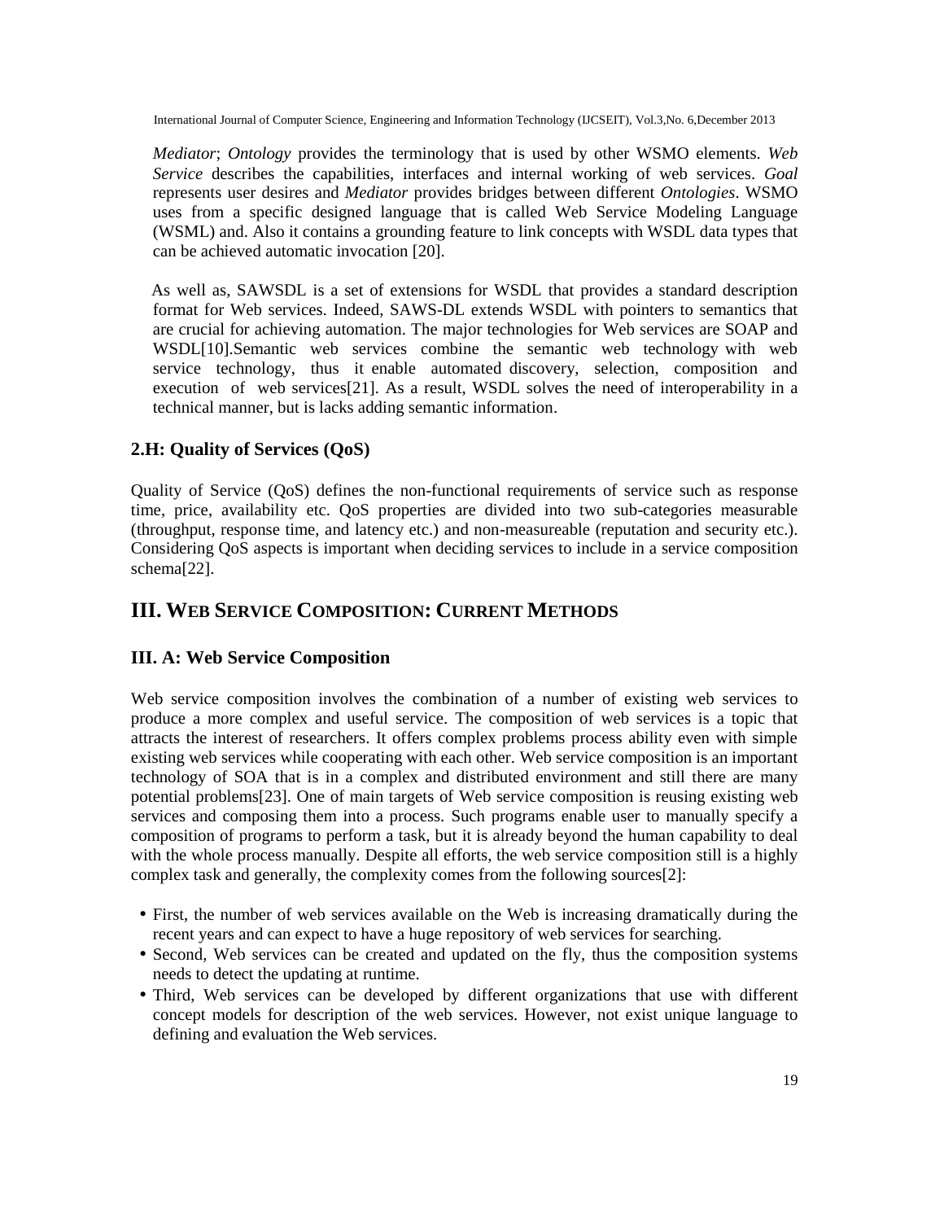*Mediator*; *Ontology* provides the terminology that is used by other WSMO elements. *Web Service* describes the capabilities, interfaces and internal working of web services. *Goal* represents user desires and *Mediator* provides bridges between different *Ontologies*. WSMO uses from a specific designed language that is called Web Service Modeling Language (WSML) and. Also it contains a grounding feature to link concepts with WSDL data types that can be achieved automatic invocation [20].

As well as, SAWSDL is a set of extensions for WSDL that provides a standard description format for Web services. Indeed, SAWS-DL extends WSDL with pointers to semantics that are crucial for achieving automation. The major technologies for Web services are SOAP and WSDL[10].Semantic web services combine the semantic web technology with web service technology, thus it enable automated discovery, selection, composition and execution of web services[21]. As a result, WSDL solves the need of interoperability in a technical manner, but is lacks adding semantic information.

### 2.H: Quality of Services (QoS)

Quality of Service (QoS) defines the non-functional requirements of service such as response time, price, availability etc. QoS properties are divided into two sub-categories measurable (throughput, response time, and latency etc.) and non-measureable (reputation and security etc.). Considering QoS aspects is important when deciding services to include in a service composition schema[22].

## III. Web Service Composition: Current Methods

### III. A: Web Service Composition

Web service composition involves the combination of a number of existing web services to produce a more complex and useful service. The composition of web services is a topic that attracts the interest of researchers. It offers complex problems process ability even with simple existing web services while cooperating with each other. Web service composition is an important technology of SOA that is in a complex and distributed environment and still there are many potential problems[23]. One of main targets of Web service composition is reusing existing web services and composing them into a process. Such programs enable user to manually specify a composition of programs to perform a task, but it is already beyond the human capability to deal with the whole process manually. Despite all efforts, the web service composition still is a highly complex task and generally, the complexity comes from the following sources[2]:

- First, the number of web services available on the Web is increasing dramatically during the recent years and can expect to have a huge repository of web services for searching.
- Second, Web services can be created and updated on the fly, thus the composition systems needs to detect the updating at runtime.
- Third, Web services can be developed by different organizations that use with different concept models for description of the web services. However, not exist unique language to defining and evaluation the Web services.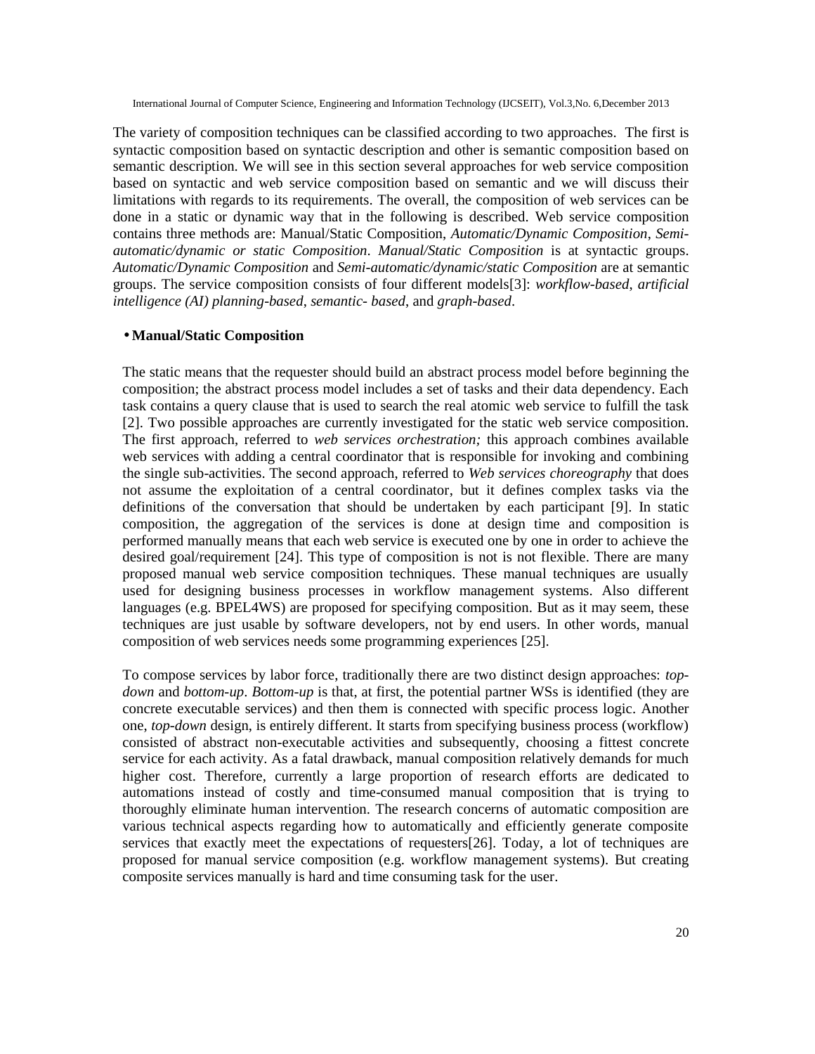The variety of composition techniques can be classified according to two approaches. The first is syntactic composition based on syntactic description and other is semantic composition based on semantic description. We will see in this section several approaches for web service composition based on syntactic and web service composition based on semantic and we will discuss their limitations with regards to its requirements. The overall, the composition of web services can be done in a static or dynamic way that in the following is described. Web service composition contains three methods are: Manual/Static Composition, *Automatic/Dynamic Composition*, *Semi-automatic/dynamic or static Composition*. *Manual/Static Composition* is at syntactic groups. *Automatic/Dynamic Composition* and *Semi-automatic/dynamic/static Composition* are at semantic groups. The service composition consists of four different models[3]: *workflow-based*, *artificial intelligence (AI) planning-based*, *semantic- based*, and *graph-based*.

- **Manual/Static Composition**

The static means that the requester should build an abstract process model before beginning the composition; the abstract process model includes a set of tasks and their data dependency. Each task contains a query clause that is used to search the real atomic web service to fulfill the task [2]. Two possible approaches are currently investigated for the static web service composition. The first approach, referred to *web services orchestration;* this approach combines available web services with adding a central coordinator that is responsible for invoking and combining the single sub-activities. The second approach, referred to *Web services choreography* that does not assume the exploitation of a central coordinator, but it defines complex tasks via the definitions of the conversation that should be undertaken by each participant [9]. In static composition, the aggregation of the services is done at design time and composition is performed manually means that each web service is executed one by one in order to achieve the desired goal/requirement [24]. This type of composition is not is not flexible. There are many proposed manual web service composition techniques. These manual techniques are usually used for designing business processes in workflow management systems. Also different languages (e.g. BPEL4WS) are proposed for specifying composition. But as it may seem, these techniques are just usable by software developers, not by end users. In other words, manual composition of web services needs some programming experiences [25].

To compose services by labor force, traditionally there are two distinct design approaches: *top-down* and *bottom-up*. *Bottom-up* is that, at first, the potential partner WSs is identified (they are concrete executable services) and then them is connected with specific process logic. Another one, *top-down* design, is entirely different. It starts from specifying business process (workflow) consisted of abstract non-executable activities and subsequently, choosing a fittest concrete service for each activity. As a fatal drawback, manual composition relatively demands for much higher cost. Therefore, currently a large proportion of research efforts are dedicated to automations instead of costly and time-consumed manual composition that is trying to thoroughly eliminate human intervention. The research concerns of automatic composition are various technical aspects regarding how to automatically and efficiently generate composite services that exactly meet the expectations of requesters[26]. Today, a lot of techniques are proposed for manual service composition (e.g. workflow management systems). But creating composite services manually is hard and time consuming task for the user.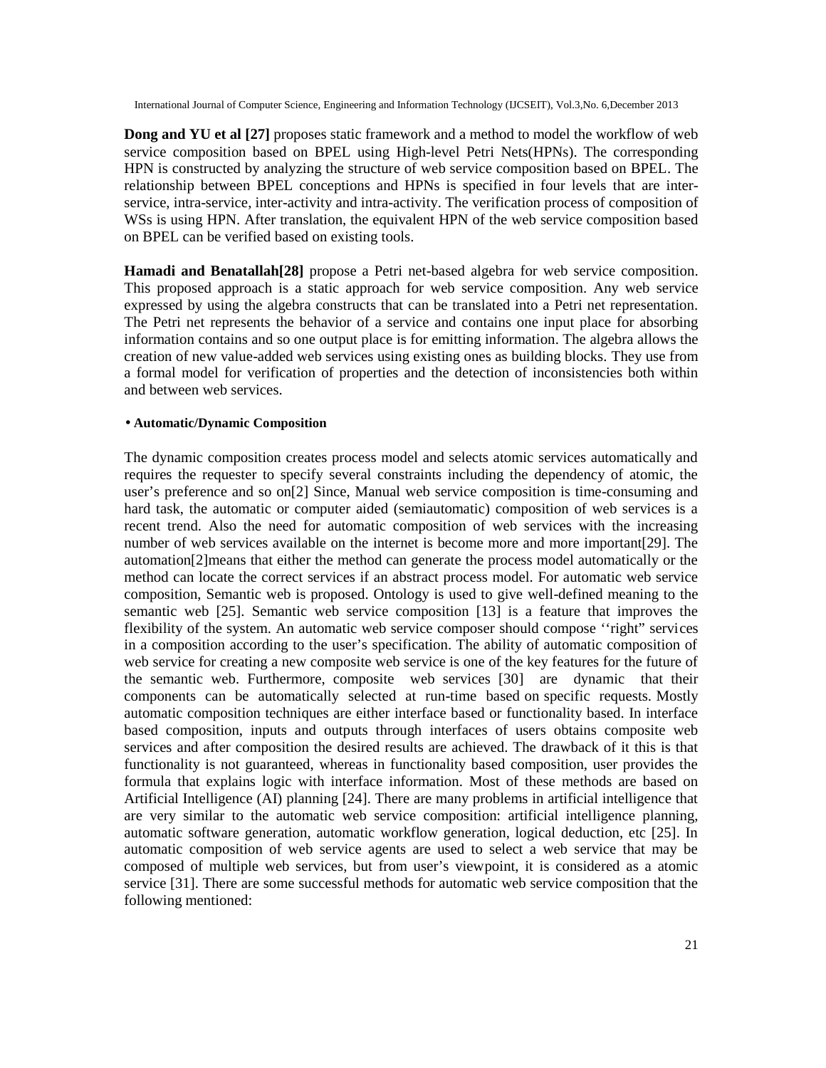**Dong and YU et al [27]** proposes static framework and a method to model the workflow of web service composition based on BPEL using High-level Petri Nets(HPNs). The corresponding HPN is constructed by analyzing the structure of web service composition based on BPEL. The relationship between BPEL conceptions and HPNs is specified in four levels that are inter-service, intra-service, inter-activity and intra-activity. The verification process of composition of WSs is using HPN. After translation, the equivalent HPN of the web service composition based on BPEL can be verified based on existing tools.

**Hamadi and Benatallah[28]** propose a Petri net-based algebra for web service composition. This proposed approach is a static approach for web service composition. Any web service expressed by using the algebra constructs that can be translated into a Petri net representation. The Petri net represents the behavior of a service and contains one input place for absorbing information contains and so one output place is for emitting information. The algebra allows the creation of new value-added web services using existing ones as building blocks. They use from a formal model for verification of properties and the detection of inconsistencies both within and between web services.

- **Automatic/Dynamic Composition**

The dynamic composition creates process model and selects atomic services automatically and requires the requester to specify several constraints including the dependency of atomic, the user's preference and so on[2] Since, Manual web service composition is time-consuming and hard task, the automatic or computer aided (semiautomatic) composition of web services is a recent trend. Also the need for automatic composition of web services with the increasing number of web services available on the internet is become more and more important[29]. The automation[2]means that either the method can generate the process model automatically or the method can locate the correct services if an abstract process model. For automatic web service composition, Semantic web is proposed. Ontology is used to give well-defined meaning to the semantic web [25]. Semantic web service composition [13] is a feature that improves the flexibility of the system. An automatic web service composer should compose ''right" services in a composition according to the user's specification. The ability of automatic composition of web service for creating a new composite web service is one of the key features for the future of the semantic web. Furthermore, composite web services [30] are dynamic that their components can be automatically selected at run-time based on specific requests. Mostly automatic composition techniques are either interface based or functionality based. In interface based composition, inputs and outputs through interfaces of users obtains composite web services and after composition the desired results are achieved. The drawback of it this is that functionality is not guaranteed, whereas in functionality based composition, user provides the formula that explains logic with interface information. Most of these methods are based on Artificial Intelligence (AI) planning [24]. There are many problems in artificial intelligence that are very similar to the automatic web service composition: artificial intelligence planning, automatic software generation, automatic workflow generation, logical deduction, etc [25]. In automatic composition of web service agents are used to select a web service that may be composed of multiple web services, but from user's viewpoint, it is considered as a atomic service [31]. There are some successful methods for automatic web service composition that the following mentioned: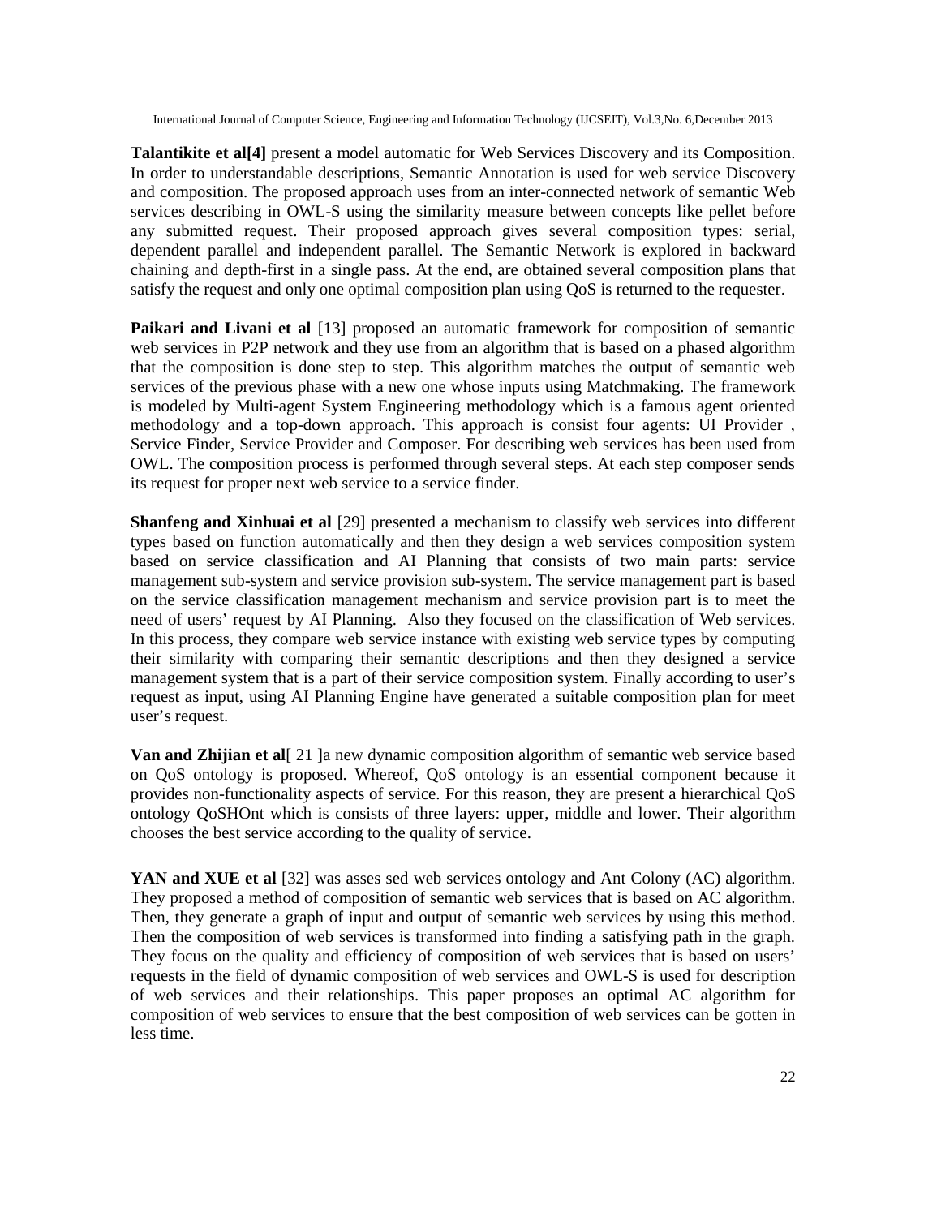**Talantikite et al[4]** present a model automatic for Web Services Discovery and its Composition. In order to understandable descriptions, Semantic Annotation is used for web service Discovery and composition. The proposed approach uses from an inter-connected network of semantic Web services describing in OWL-S using the similarity measure between concepts like pellet before any submitted request. Their proposed approach gives several composition types: serial, dependent parallel and independent parallel. The Semantic Network is explored in backward chaining and depth-first in a single pass. At the end, are obtained several composition plans that satisfy the request and only one optimal composition plan using QoS is returned to the requester.

**Paikari and Livani et al** [13] proposed an automatic framework for composition of semantic web services in P2P network and they use from an algorithm that is based on a phased algorithm that the composition is done step to step. This algorithm matches the output of semantic web services of the previous phase with a new one whose inputs using Matchmaking. The framework is modeled by Multi-agent System Engineering methodology which is a famous agent oriented methodology and a top-down approach. This approach is consist four agents: UI Provider , Service Finder, Service Provider and Composer. For describing web services has been used from OWL. The composition process is performed through several steps. At each step composer sends its request for proper next web service to a service finder.

**Shanfeng and Xinhuai et al** [29] presented a mechanism to classify web services into different types based on function automatically and then they design a web services composition system based on service classification and AI Planning that consists of two main parts: service management sub-system and service provision sub-system. The service management part is based on the service classification management mechanism and service provision part is to meet the need of users' request by AI Planning. Also they focused on the classification of Web services. In this process, they compare web service instance with existing web service types by computing their similarity with comparing their semantic descriptions and then they designed a service management system that is a part of their service composition system. Finally according to user's request as input, using AI Planning Engine have generated a suitable composition plan for meet user's request.

**Van and Zhijian et al**[ 21 ]a new dynamic composition algorithm of semantic web service based on QoS ontology is proposed. Whereof, QoS ontology is an essential component because it provides non-functionality aspects of service. For this reason, they are present a hierarchical QoS ontology QoSHOnt which is consists of three layers: upper, middle and lower. Their algorithm chooses the best service according to the quality of service.

**YAN and XUE et al** [32] was asses sed web services ontology and Ant Colony (AC) algorithm. They proposed a method of composition of semantic web services that is based on AC algorithm. Then, they generate a graph of input and output of semantic web services by using this method. Then the composition of web services is transformed into finding a satisfying path in the graph. They focus on the quality and efficiency of composition of web services that is based on users' requests in the field of dynamic composition of web services and OWL-S is used for description of web services and their relationships. This paper proposes an optimal AC algorithm for composition of web services to ensure that the best composition of web services can be gotten in less time.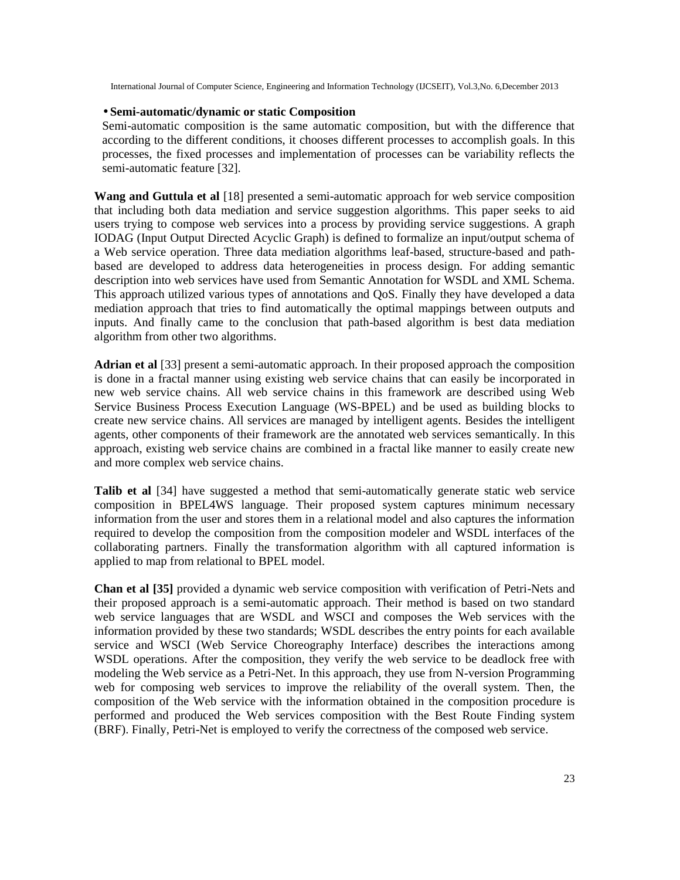- **Semi-automatic/dynamic or static Composition**

  Semi-automatic composition is the same automatic composition, but with the difference that according to the different conditions, it chooses different processes to accomplish goals. In this processes, the fixed processes and implementation of processes can be variability reflects the semi-automatic feature [32].

**Wang and Guttula et al** [18] presented a semi-automatic approach for web service composition that including both data mediation and service suggestion algorithms. This paper seeks to aid users trying to compose web services into a process by providing service suggestions. A graph IODAG (Input Output Directed Acyclic Graph) is defined to formalize an input/output schema of a Web service operation. Three data mediation algorithms leaf-based, structure-based and path-based are developed to address data heterogeneities in process design. For adding semantic description into web services have used from Semantic Annotation for WSDL and XML Schema. This approach utilized various types of annotations and QoS. Finally they have developed a data mediation approach that tries to find automatically the optimal mappings between outputs and inputs. And finally came to the conclusion that path-based algorithm is best data mediation algorithm from other two algorithms.

**Adrian et al** [33] present a semi-automatic approach. In their proposed approach the composition is done in a fractal manner using existing web service chains that can easily be incorporated in new web service chains. All web service chains in this framework are described using Web Service Business Process Execution Language (WS-BPEL) and be used as building blocks to create new service chains. All services are managed by intelligent agents. Besides the intelligent agents, other components of their framework are the annotated web services semantically. In this approach, existing web service chains are combined in a fractal like manner to easily create new and more complex web service chains.

**Talib et al** [34] have suggested a method that semi-automatically generate static web service composition in BPEL4WS language. Their proposed system captures minimum necessary information from the user and stores them in a relational model and also captures the information required to develop the composition from the composition modeler and WSDL interfaces of the collaborating partners. Finally the transformation algorithm with all captured information is applied to map from relational to BPEL model.

**Chan et al [35]** provided a dynamic web service composition with verification of Petri-Nets and their proposed approach is a semi-automatic approach. Their method is based on two standard web service languages that are WSDL and WSCI and composes the Web services with the information provided by these two standards; WSDL describes the entry points for each available service and WSCI (Web Service Choreography Interface) describes the interactions among WSDL operations. After the composition, they verify the web service to be deadlock free with modeling the Web service as a Petri-Net. In this approach, they use from N-version Programming web for composing web services to improve the reliability of the overall system. Then, the composition of the Web service with the information obtained in the composition procedure is performed and produced the Web services composition with the Best Route Finding system (BRF). Finally, Petri-Net is employed to verify the correctness of the composed web service.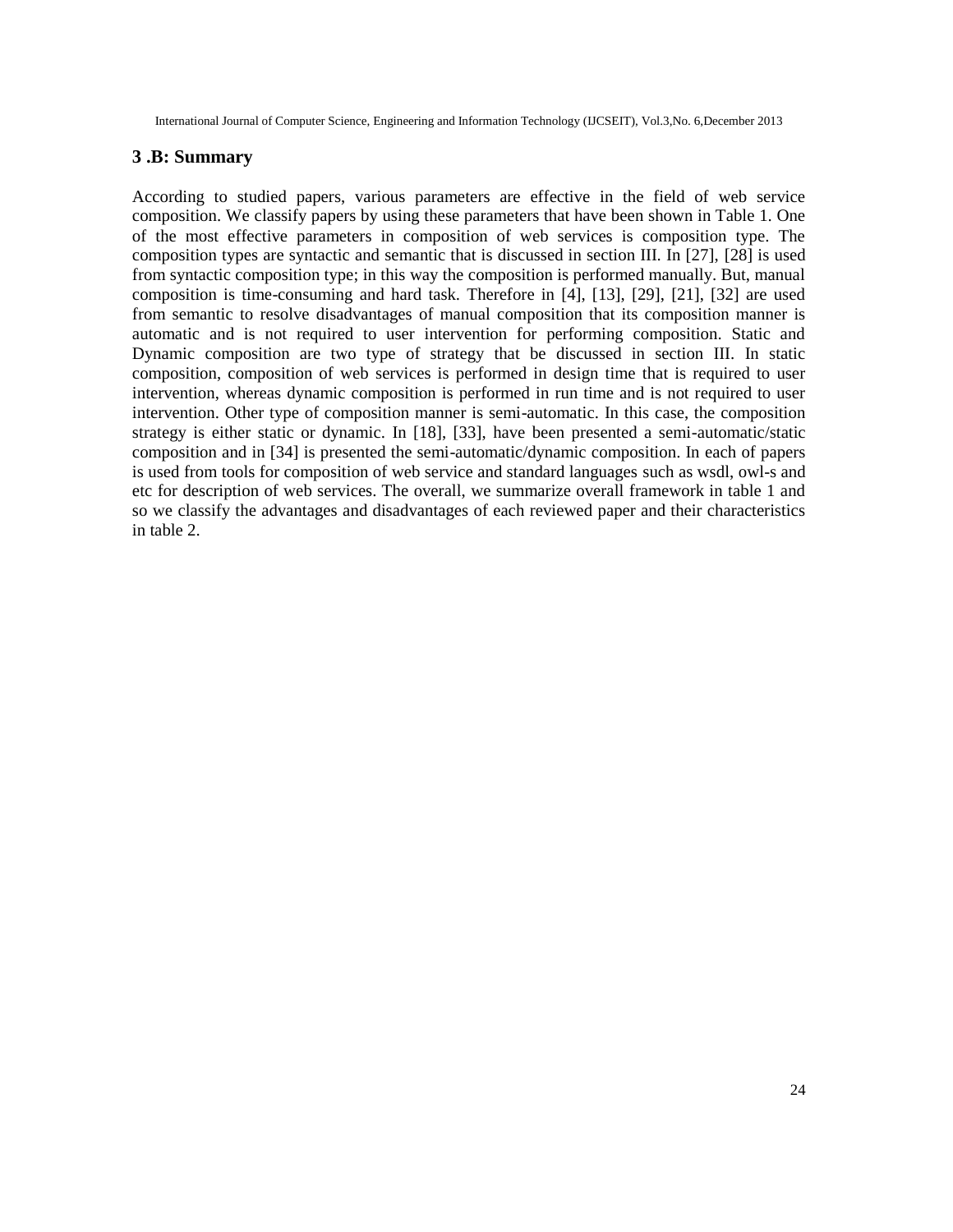### 3 .B: Summary

According to studied papers, various parameters are effective in the field of web service composition. We classify papers by using these parameters that have been shown in Table 1. One of the most effective parameters in composition of web services is composition type. The composition types are syntactic and semantic that is discussed in section III. In [27], [28] is used from syntactic composition type; in this way the composition is performed manually. But, manual composition is time-consuming and hard task. Therefore in [4], [13], [29], [21], [32] are used from semantic to resolve disadvantages of manual composition that its composition manner is automatic and is not required to user intervention for performing composition. Static and Dynamic composition are two type of strategy that be discussed in section III. In static composition, composition of web services is performed in design time that is required to user intervention, whereas dynamic composition is performed in run time and is not required to user intervention. Other type of composition manner is semi-automatic. In this case, the composition strategy is either static or dynamic. In [18], [33], have been presented a semi-automatic/static composition and in [34] is presented the semi-automatic/dynamic composition. In each of papers is used from tools for composition of web service and standard languages such as wsdl, owl-s and etc for description of web services. The overall, we summarize overall framework in table 1 and so we classify the advantages and disadvantages of each reviewed paper and their characteristics in table 2.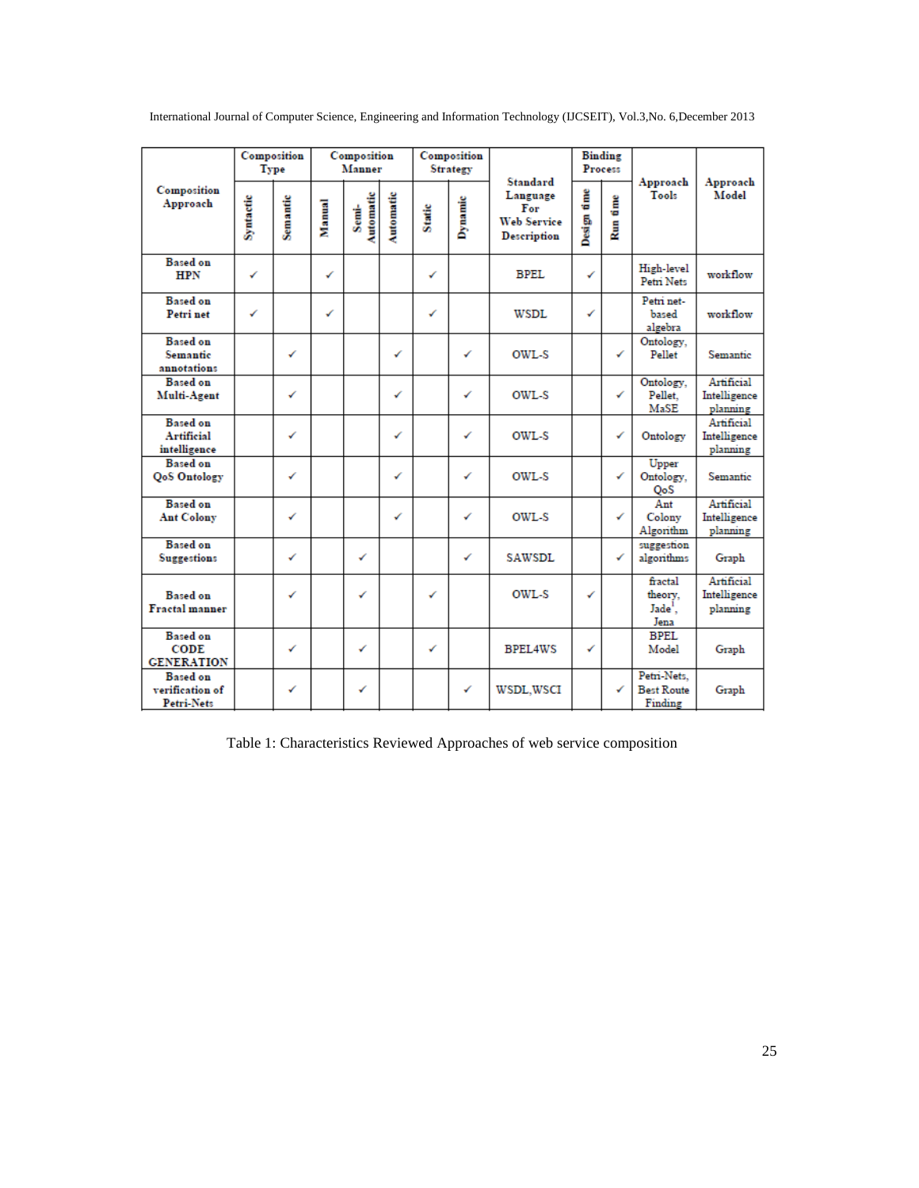| Composition Approach | Composition Type | | Composition Manner | | | Composition Strategy | | Standard Language For Web Service Description | Binding Process | | Approach Tools | Approach Model |
|---|---|---|---|---|---|---|---|---|---|---|---|---|
| | Syntactic | Semantic | Manual | Semi-Automatic | Automatic | Static | Dynamic | | Design time | Run time | | |
| Based on HPN | ✓ | | ✓ | | | ✓ | | BPEL | ✓ | | High-level Petri Nets | workflow |
| Based on Petri net | ✓ | | ✓ | | | ✓ | | WSDL | ✓ | | Petri net-based algebra | workflow |
| Based on Semantic annotations | | ✓ | | | ✓ | | ✓ | OWL-S | | ✓ | Ontology, Pellet | Semantic |
| Based on Multi-Agent | | ✓ | | | ✓ | | ✓ | OWL-S | | ✓ | Ontology, Pellet, MaSE | Artificial Intelligence planning |
| Based on Artificial intelligence | | ✓ | | | ✓ | | ✓ | OWL-S | | ✓ | Ontology | Artificial Intelligence planning |
| Based on QoS Ontology | | ✓ | | | ✓ | | ✓ | OWL-S | | ✓ | Upper Ontology, QoS | Semantic |
| Based on Ant Colony | | ✓ | | | ✓ | | ✓ | OWL-S | | ✓ | Ant Colony Algorithm | Artificial Intelligence planning |
| Based on Suggestions | | ✓ | | ✓ | | | ✓ | SAWSDL | | ✓ | suggestion algorithms | Graph |
| Based on Fractal manner | | ✓ | | ✓ | | ✓ | | OWL-S | ✓ | | fractal theory, Jade[1], Jena | Artificial Intelligence planning |
| Based on CODE GENERATION | | ✓ | | ✓ | | ✓ | | BPEL4WS | ✓ | | BPEL Model | Graph |
| Based on verification of Petri-Nets | | ✓ | | ✓ | | | ✓ | WSDL,WSCI | | ✓ | Petri-Nets, Best Route Finding | Graph |

Table 1: Characteristics Reviewed Approaches of web service composition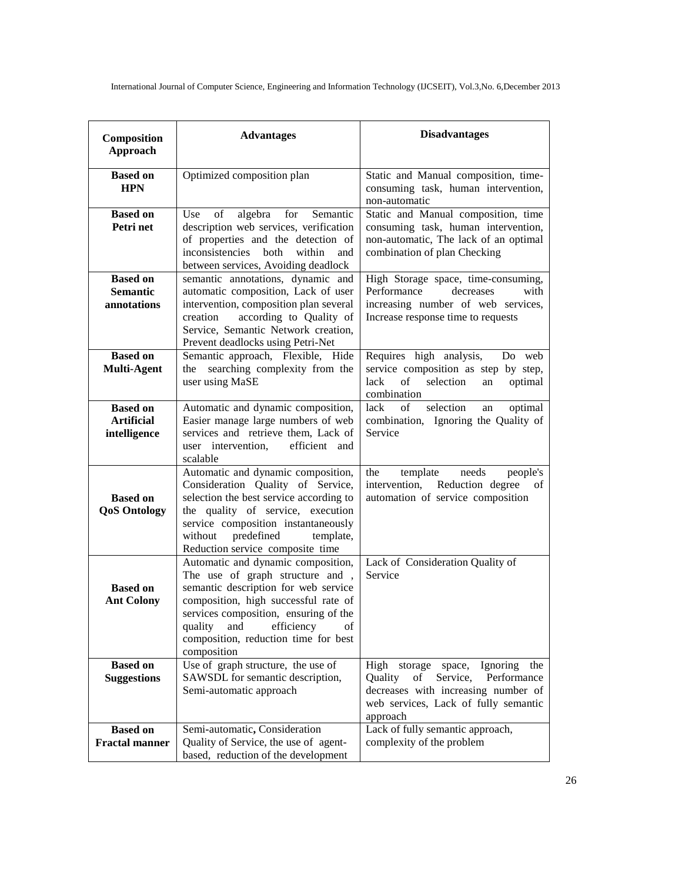| Composition Approach | Advantages | Disadvantages |
|---|---|---|
| **Based on HPN** | Optimized composition plan | Static and Manual composition, time-consuming task, human intervention, non-automatic |
| **Based on Petri net** | Use of algebra for Semantic description web services, verification of properties and the detection of inconsistencies both within and between services, Avoiding deadlock | Static and Manual composition, time consuming task, human intervention, non-automatic, The lack of an optimal combination of plan Checking |
| **Based on Semantic annotations** | semantic annotations, dynamic and automatic composition, Lack of user intervention, composition plan several creation according to Quality of Service, Semantic Network creation, Prevent deadlocks using Petri-Net | High Storage space, time-consuming, Performance decreases with increasing number of web services, Increase response time to requests |
| **Based on Multi-Agent** | Semantic approach, Flexible, Hide the searching complexity from the user using MaSE | Requires high analysis, Do web service composition as step by step, lack of selection an optimal combination |
| **Based on Artificial intelligence** | Automatic and dynamic composition, Easier manage large numbers of web services and retrieve them, Lack of user intervention, efficient and scalable | lack of selection an optimal combination, Ignoring the Quality of Service |
| **Based on QoS Ontology** | Automatic and dynamic composition, Consideration Quality of Service, selection the best service according to the quality of service, execution service composition instantaneously without predefined template, Reduction service composite time | the template needs people's intervention, Reduction degree of automation of service composition |
| **Based on Ant Colony** | Automatic and dynamic composition, The use of graph structure and , semantic description for web service composition, high successful rate of services composition, ensuring of the quality and efficiency of composition, reduction time for best composition | Lack of Consideration Quality of Service |
| **Based on Suggestions** | Use of graph structure, the use of SAWSDL for semantic description, Semi-automatic approach | High storage space, Ignoring the Quality of Service, Performance decreases with increasing number of web services, Lack of fully semantic approach |
| **Based on Fractal manner** | Semi-automatic**,** Consideration Quality of Service, the use of agent-based, reduction of the development | Lack of fully semantic approach, complexity of the problem |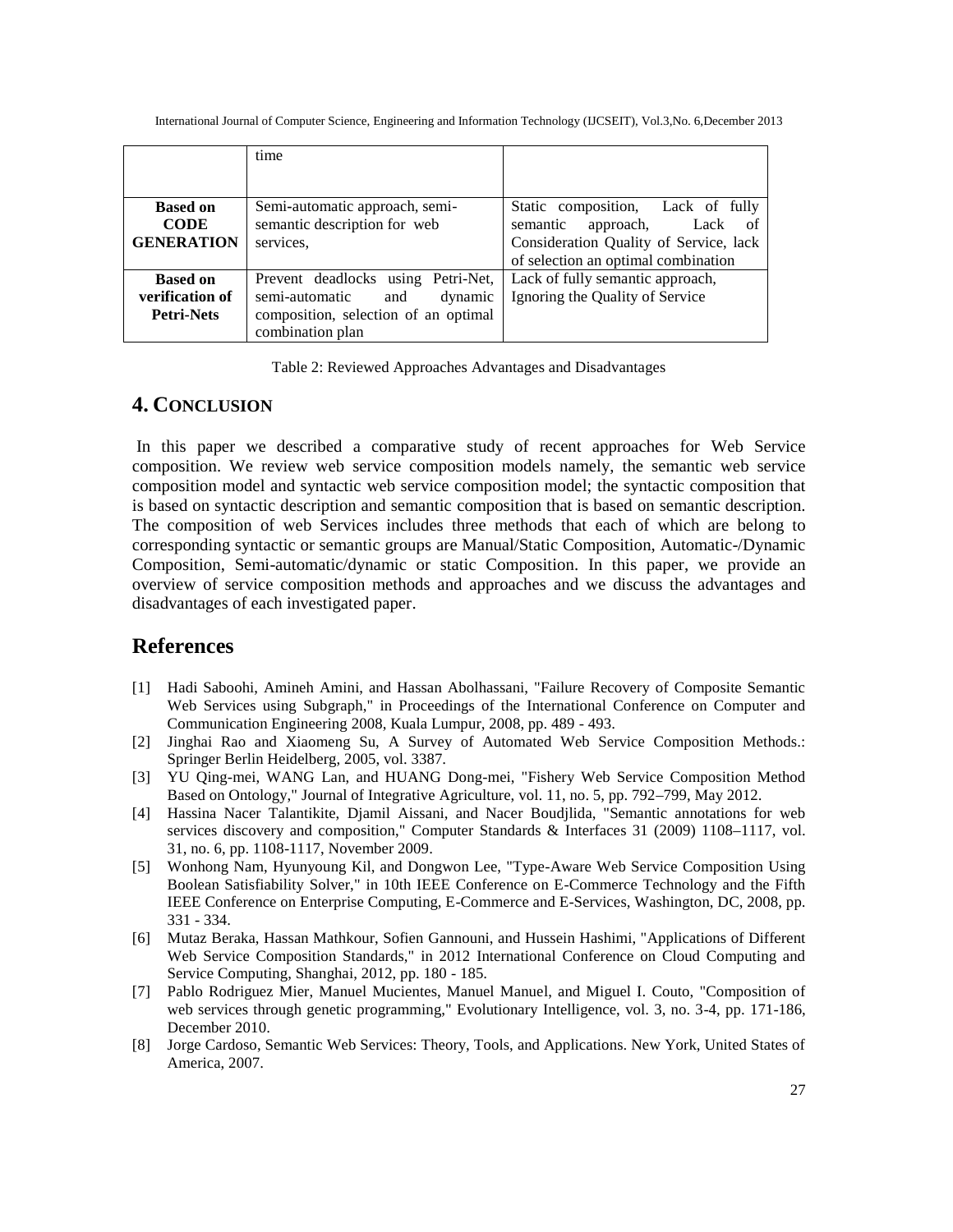|  | time |  |
| --- | --- | --- |
| **Based on CODE GENERATION** | Semi-automatic approach, semi-semantic description for web services, | Static composition, Lack of fully semantic approach, Lack of Consideration Quality of Service, lack of selection an optimal combination |
| **Based on verification of Petri-Nets** | Prevent deadlocks using Petri-Net, semi-automatic and dynamic composition, selection of an optimal combination plan | Lack of fully semantic approach, Ignoring the Quality of Service |

Table 2: Reviewed Approaches Advantages and Disadvantages

## 4. CONCLUSION

In this paper we described a comparative study of recent approaches for Web Service composition. We review web service composition models namely, the semantic web service composition model and syntactic web service composition model; the syntactic composition that is based on syntactic description and semantic composition that is based on semantic description. The composition of web Services includes three methods that each of which are belong to corresponding syntactic or semantic groups are Manual/Static Composition, Automatic-/Dynamic Composition, Semi-automatic/dynamic or static Composition. In this paper, we provide an overview of service composition methods and approaches and we discuss the advantages and disadvantages of each investigated paper.

## References

[1] Hadi Saboohi, Amineh Amini, and Hassan Abolhassani, "Failure Recovery of Composite Semantic Web Services using Subgraph," in Proceedings of the International Conference on Computer and Communication Engineering 2008, Kuala Lumpur, 2008, pp. 489 - 493.

[2] Jinghai Rao and Xiaomeng Su, A Survey of Automated Web Service Composition Methods.: Springer Berlin Heidelberg, 2005, vol. 3387.

[3] YU Qing-mei, WANG Lan, and HUANG Dong-mei, "Fishery Web Service Composition Method Based on Ontology," Journal of Integrative Agriculture, vol. 11, no. 5, pp. 792–799, May 2012.

[4] Hassina Nacer Talantikite, Djamil Aissani, and Nacer Boudjlida, "Semantic annotations for web services discovery and composition," Computer Standards & Interfaces 31 (2009) 1108–1117, vol. 31, no. 6, pp. 1108-1117, November 2009.

[5] Wonhong Nam, Hyunyoung Kil, and Dongwon Lee, "Type-Aware Web Service Composition Using Boolean Satisfiability Solver," in 10th IEEE Conference on E-Commerce Technology and the Fifth IEEE Conference on Enterprise Computing, E-Commerce and E-Services, Washington, DC, 2008, pp. 331 - 334.

[6] Mutaz Beraka, Hassan Mathkour, Sofien Gannouni, and Hussein Hashimi, "Applications of Different Web Service Composition Standards," in 2012 International Conference on Cloud Computing and Service Computing, Shanghai, 2012, pp. 180 - 185.

[7] Pablo Rodriguez Mier, Manuel Mucientes, Manuel Manuel, and Miguel I. Couto, "Composition of web services through genetic programming," Evolutionary Intelligence, vol. 3, no. 3-4, pp. 171-186, December 2010.

[8] Jorge Cardoso, Semantic Web Services: Theory, Tools, and Applications. New York, United States of America, 2007.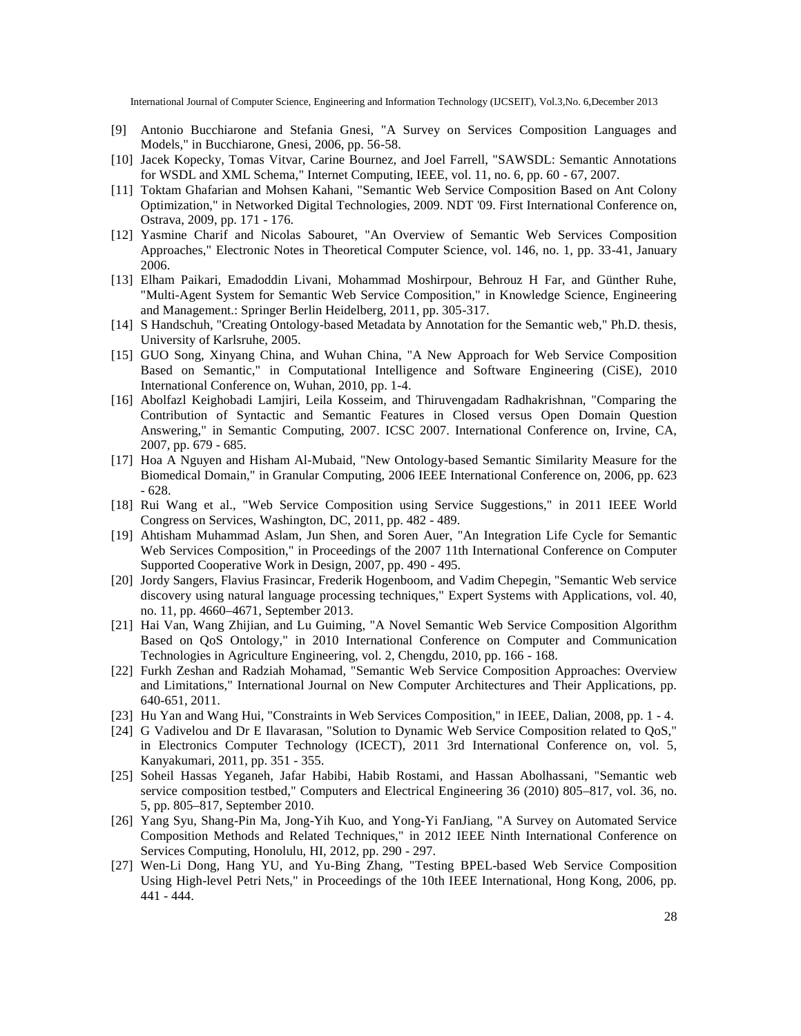[9] Antonio Bucchiarone and Stefania Gnesi, "A Survey on Services Composition Languages and Models," in Bucchiarone, Gnesi, 2006, pp. 56-58.

[10] Jacek Kopecky, Tomas Vitvar, Carine Bournez, and Joel Farrell, "SAWSDL: Semantic Annotations for WSDL and XML Schema," Internet Computing, IEEE, vol. 11, no. 6, pp. 60 - 67, 2007.

[11] Toktam Ghafarian and Mohsen Kahani, "Semantic Web Service Composition Based on Ant Colony Optimization," in Networked Digital Technologies, 2009. NDT '09. First International Conference on, Ostrava, 2009, pp. 171 - 176.

[12] Yasmine Charif and Nicolas Sabouret, "An Overview of Semantic Web Services Composition Approaches," Electronic Notes in Theoretical Computer Science, vol. 146, no. 1, pp. 33-41, January 2006.

[13] Elham Paikari, Emadoddin Livani, Mohammad Moshirpour, Behrouz H Far, and Günther Ruhe, "Multi-Agent System for Semantic Web Service Composition," in Knowledge Science, Engineering and Management.: Springer Berlin Heidelberg, 2011, pp. 305-317.

[14] S Handschuh, "Creating Ontology-based Metadata by Annotation for the Semantic web," Ph.D. thesis, University of Karlsruhe, 2005.

[15] GUO Song, Xinyang China, and Wuhan China, "A New Approach for Web Service Composition Based on Semantic," in Computational Intelligence and Software Engineering (CiSE), 2010 International Conference on, Wuhan, 2010, pp. 1-4.

[16] Abolfazl Keighobadi Lamjiri, Leila Kosseim, and Thiruvengadam Radhakrishnan, "Comparing the Contribution of Syntactic and Semantic Features in Closed versus Open Domain Question Answering," in Semantic Computing, 2007. ICSC 2007. International Conference on, Irvine, CA, 2007, pp. 679 - 685.

[17] Hoa A Nguyen and Hisham Al-Mubaid, "New Ontology-based Semantic Similarity Measure for the Biomedical Domain," in Granular Computing, 2006 IEEE International Conference on, 2006, pp. 623 - 628.

[18] Rui Wang et al., "Web Service Composition using Service Suggestions," in 2011 IEEE World Congress on Services, Washington, DC, 2011, pp. 482 - 489.

[19] Ahtisham Muhammad Aslam, Jun Shen, and Soren Auer, "An Integration Life Cycle for Semantic Web Services Composition," in Proceedings of the 2007 11th International Conference on Computer Supported Cooperative Work in Design, 2007, pp. 490 - 495.

[20] Jordy Sangers, Flavius Frasincar, Frederik Hogenboom, and Vadim Chepegin, "Semantic Web service discovery using natural language processing techniques," Expert Systems with Applications, vol. 40, no. 11, pp. 4660–4671, September 2013.

[21] Hai Van, Wang Zhijian, and Lu Guiming, "A Novel Semantic Web Service Composition Algorithm Based on QoS Ontology," in 2010 International Conference on Computer and Communication Technologies in Agriculture Engineering, vol. 2, Chengdu, 2010, pp. 166 - 168.

[22] Furkh Zeshan and Radziah Mohamad, "Semantic Web Service Composition Approaches: Overview and Limitations," International Journal on New Computer Architectures and Their Applications, pp. 640-651, 2011.

[23] Hu Yan and Wang Hui, "Constraints in Web Services Composition," in IEEE, Dalian, 2008, pp. 1 - 4.

[24] G Vadivelou and Dr E Ilavarasan, "Solution to Dynamic Web Service Composition related to QoS," in Electronics Computer Technology (ICECT), 2011 3rd International Conference on, vol. 5, Kanyakumari, 2011, pp. 351 - 355.

[25] Soheil Hassas Yeganeh, Jafar Habibi, Habib Rostami, and Hassan Abolhassani, "Semantic web service composition testbed," Computers and Electrical Engineering 36 (2010) 805–817, vol. 36, no. 5, pp. 805–817, September 2010.

[26] Yang Syu, Shang-Pin Ma, Jong-Yih Kuo, and Yong-Yi FanJiang, "A Survey on Automated Service Composition Methods and Related Techniques," in 2012 IEEE Ninth International Conference on Services Computing, Honolulu, HI, 2012, pp. 290 - 297.

[27] Wen-Li Dong, Hang YU, and Yu-Bing Zhang, "Testing BPEL-based Web Service Composition Using High-level Petri Nets," in Proceedings of the 10th IEEE International, Hong Kong, 2006, pp. 441 - 444.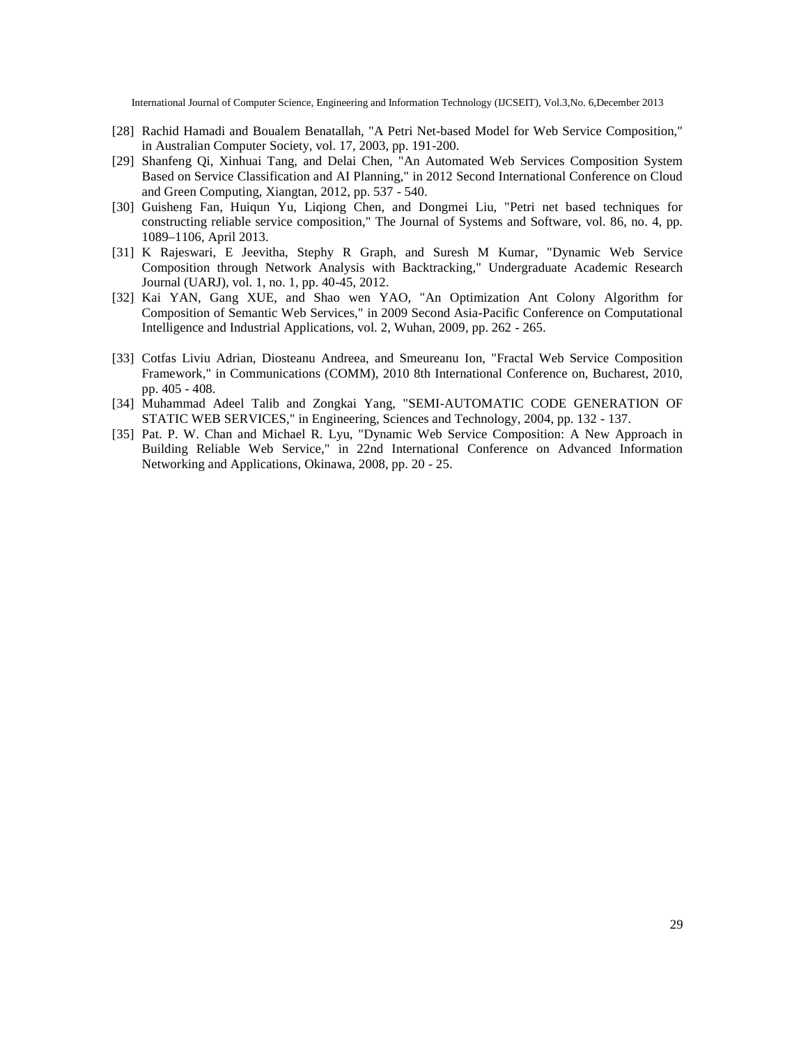[28] Rachid Hamadi and Boualem Benatallah, "A Petri Net-based Model for Web Service Composition," in Australian Computer Society, vol. 17, 2003, pp. 191-200.

[29] Shanfeng Qi, Xinhuai Tang, and Delai Chen, "An Automated Web Services Composition System Based on Service Classification and AI Planning," in 2012 Second International Conference on Cloud and Green Computing, Xiangtan, 2012, pp. 537 - 540.

[30] Guisheng Fan, Huiqun Yu, Liqiong Chen, and Dongmei Liu, "Petri net based techniques for constructing reliable service composition," The Journal of Systems and Software, vol. 86, no. 4, pp. 1089–1106, April 2013.

[31] K Rajeswari, E Jeevitha, Stephy R Graph, and Suresh M Kumar, "Dynamic Web Service Composition through Network Analysis with Backtracking," Undergraduate Academic Research Journal (UARJ), vol. 1, no. 1, pp. 40-45, 2012.

[32] Kai YAN, Gang XUE, and Shao wen YAO, "An Optimization Ant Colony Algorithm for Composition of Semantic Web Services," in 2009 Second Asia-Pacific Conference on Computational Intelligence and Industrial Applications, vol. 2, Wuhan, 2009, pp. 262 - 265.

[33] Cotfas Liviu Adrian, Diosteanu Andreea, and Smeureanu Ion, "Fractal Web Service Composition Framework," in Communications (COMM), 2010 8th International Conference on, Bucharest, 2010, pp. 405 - 408.

[34] Muhammad Adeel Talib and Zongkai Yang, "SEMI-AUTOMATIC CODE GENERATION OF STATIC WEB SERVICES," in Engineering, Sciences and Technology, 2004, pp. 132 - 137.

[35] Pat. P. W. Chan and Michael R. Lyu, "Dynamic Web Service Composition: A New Approach in Building Reliable Web Service," in 22nd International Conference on Advanced Information Networking and Applications, Okinawa, 2008, pp. 20 - 25.